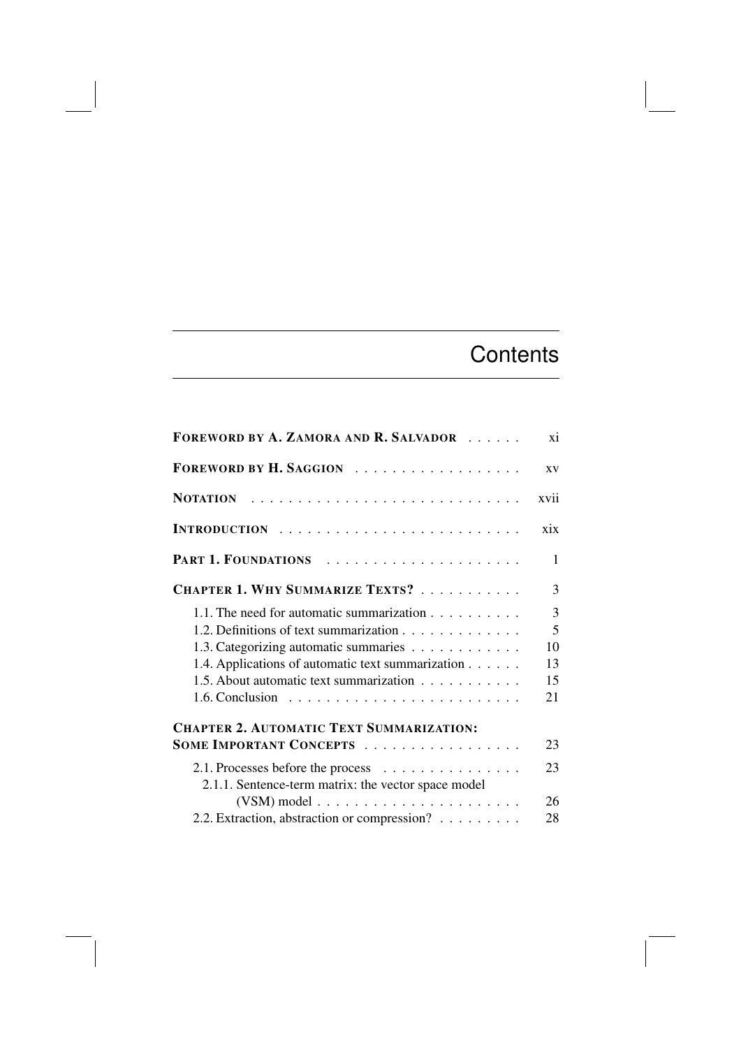# Contents

| | |
|---|---|
| **FOREWORD BY A. ZAMORA AND R. SALVADOR** | xi |
| **FOREWORD BY H. SAGGION** | xv |
| **NOTATION** | xvii |
| **INTRODUCTION** | xix |
| **PART 1. FOUNDATIONS** | 1 |
| **CHAPTER 1. WHY SUMMARIZE TEXTS?** | 3 |
| 1.1. The need for automatic summarization | 3 |
| 1.2. Definitions of text summarization | 5 |
| 1.3. Categorizing automatic summaries | 10 |
| 1.4. Applications of automatic text summarization | 13 |
| 1.5. About automatic text summarization | 15 |
| 1.6. Conclusion | 21 |
| **CHAPTER 2. AUTOMATIC TEXT SUMMARIZATION: SOME IMPORTANT CONCEPTS** | 23 |
| 2.1. Processes before the process | 23 |
| 2.1.1. Sentence-term matrix: the vector space model (VSM) model | 26 |
| 2.2. Extraction, abstraction or compression? | 28 |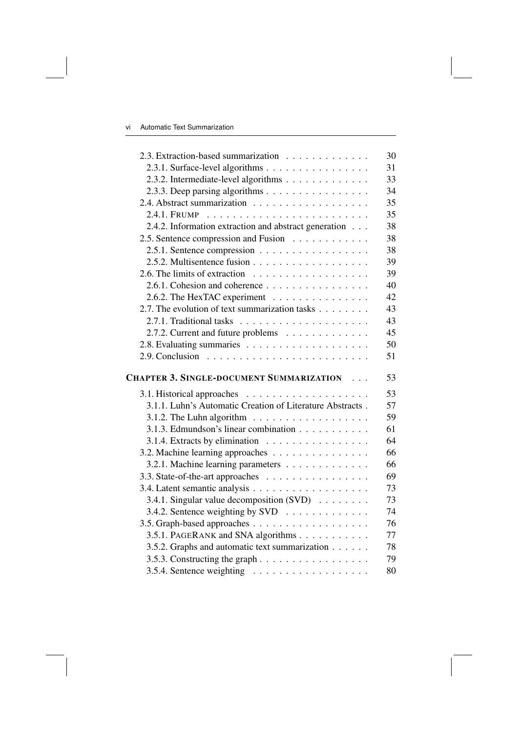2.3. Extraction-based summarization . . . . . . . . . . . . . 30
   2.3.1. Surface-level algorithms . . . . . . . . . . . . . . . . 31
   2.3.2. Intermediate-level algorithms . . . . . . . . . . . . . 33
   2.3.3. Deep parsing algorithms . . . . . . . . . . . . . . . . 34
2.4. Abstract summarization . . . . . . . . . . . . . . . . . . 35
   2.4.1. FRUMP . . . . . . . . . . . . . . . . . . . . . . . . . 35
   2.4.2. Information extraction and abstract generation . . . 38
2.5. Sentence compression and Fusion . . . . . . . . . . . . 38
   2.5.1. Sentence compression . . . . . . . . . . . . . . . . . 38
   2.5.2. Multisentence fusion . . . . . . . . . . . . . . . . . . 39
2.6. The limits of extraction . . . . . . . . . . . . . . . . . . 39
   2.6.1. Cohesion and coherence . . . . . . . . . . . . . . . . 40
   2.6.2. The HexTAC experiment . . . . . . . . . . . . . . . 42
2.7. The evolution of text summarization tasks . . . . . . . . 43
   2.7.1. Traditional tasks . . . . . . . . . . . . . . . . . . . . 43
   2.7.2. Current and future problems . . . . . . . . . . . . . 45
2.8. Evaluating summaries . . . . . . . . . . . . . . . . . . . 50
2.9. Conclusion . . . . . . . . . . . . . . . . . . . . . . . . . 51

**CHAPTER 3. SINGLE-DOCUMENT SUMMARIZATION . . . 53**

3.1. Historical approaches . . . . . . . . . . . . . . . . . . . 53
   3.1.1. Luhn's Automatic Creation of Literature Abstracts . 57
   3.1.2. The Luhn algorithm . . . . . . . . . . . . . . . . . . 59
   3.1.3. Edmundson's linear combination . . . . . . . . . . . 61
   3.1.4. Extracts by elimination . . . . . . . . . . . . . . . . 64
3.2. Machine learning approaches . . . . . . . . . . . . . . . 66
   3.2.1. Machine learning parameters . . . . . . . . . . . . . 66
3.3. State-of-the-art approaches . . . . . . . . . . . . . . . . 69
3.4. Latent semantic analysis . . . . . . . . . . . . . . . . . . 73
   3.4.1. Singular value decomposition (SVD) . . . . . . . . 73
   3.4.2. Sentence weighting by SVD . . . . . . . . . . . . . 74
3.5. Graph-based approaches . . . . . . . . . . . . . . . . . . 76
   3.5.1. PAGERANK and SNA algorithms . . . . . . . . . . . 77
   3.5.2. Graphs and automatic text summarization . . . . . . 78
   3.5.3. Constructing the graph . . . . . . . . . . . . . . . . . 79
   3.5.4. Sentence weighting . . . . . . . . . . . . . . . . . . 80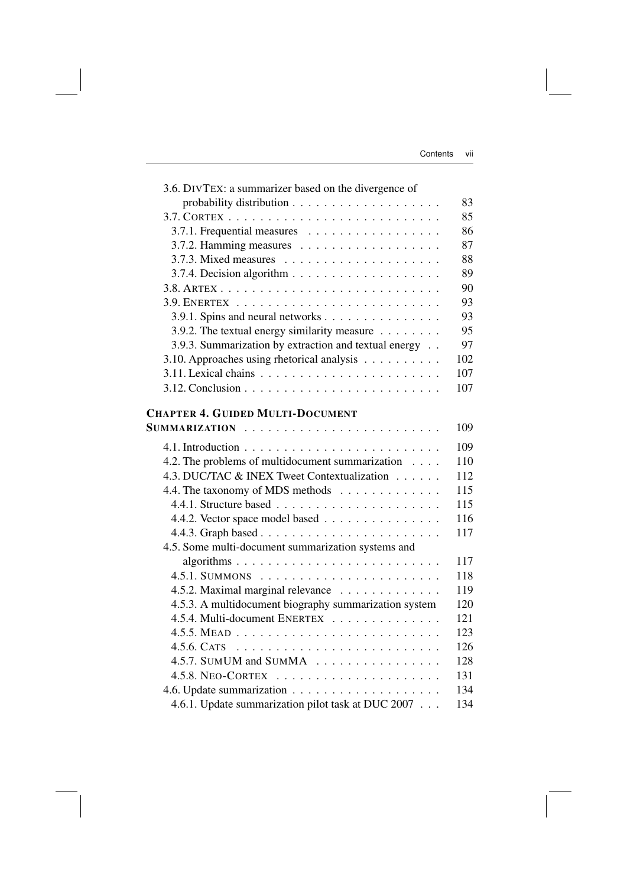3.6. DIVTEX: a summarizer based on the divergence of probability distribution . . . . . . . . . . . . . . . . . . . 83
3.7. CORTEX . . . . . . . . . . . . . . . . . . . . . . . . . . . 85
3.7.1. Frequential measures . . . . . . . . . . . . . . . . . 86
3.7.2. Hamming measures . . . . . . . . . . . . . . . . . . 87
3.7.3. Mixed measures . . . . . . . . . . . . . . . . . . . . 88
3.7.4. Decision algorithm . . . . . . . . . . . . . . . . . . . 89
3.8. ARTEX . . . . . . . . . . . . . . . . . . . . . . . . . . . 90
3.9. ENERTEX . . . . . . . . . . . . . . . . . . . . . . . . . . 93
3.9.1. Spins and neural networks . . . . . . . . . . . . . . . 93
3.9.2. The textual energy similarity measure . . . . . . . . 95
3.9.3. Summarization by extraction and textual energy . . 97
3.10. Approaches using rhetorical analysis . . . . . . . . . . 102
3.11. Lexical chains . . . . . . . . . . . . . . . . . . . . . . . 107
3.12. Conclusion . . . . . . . . . . . . . . . . . . . . . . . . . 107

**CHAPTER 4. GUIDED MULTI-DOCUMENT SUMMARIZATION** . . . . . . . . . . . . . . . . . . . . . . . . 109

4.1. Introduction . . . . . . . . . . . . . . . . . . . . . . . . . 109
4.2. The problems of multidocument summarization . . . . 110
4.3. DUC/TAC & INEX Tweet Contextualization . . . . . . 112
4.4. The taxonomy of MDS methods . . . . . . . . . . . . . 115
4.4.1. Structure based . . . . . . . . . . . . . . . . . . . . . 115
4.4.2. Vector space model based . . . . . . . . . . . . . . . 116
4.4.3. Graph based . . . . . . . . . . . . . . . . . . . . . . . 117
4.5. Some multi-document summarization systems and algorithms . . . . . . . . . . . . . . . . . . . . . . . . . 117
4.5.1. SUMMONS . . . . . . . . . . . . . . . . . . . . . . . 118
4.5.2. Maximal marginal relevance . . . . . . . . . . . . . 119
4.5.3. A multidocument biography summarization system 120
4.5.4. Multi-document ENERTEX . . . . . . . . . . . . . . 121
4.5.5. MEAD . . . . . . . . . . . . . . . . . . . . . . . . . . 123
4.5.6. CATS . . . . . . . . . . . . . . . . . . . . . . . . . . 126
4.5.7. SUMUM and SUMMA . . . . . . . . . . . . . . . . 128
4.5.8. NEO-CORTEX . . . . . . . . . . . . . . . . . . . . . 131
4.6. Update summarization . . . . . . . . . . . . . . . . . . . 134
4.6.1. Update summarization pilot task at DUC 2007 . . . 134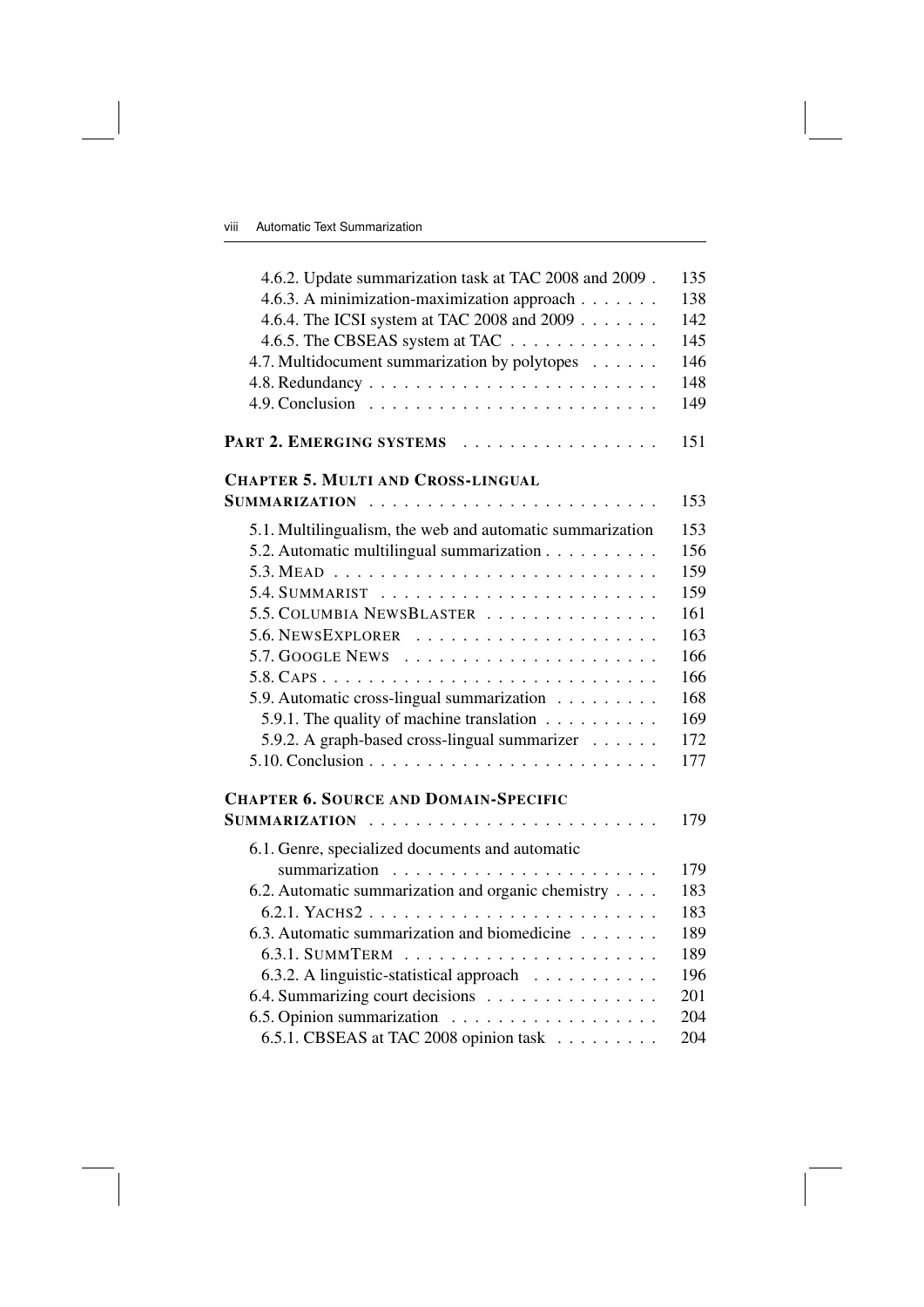4.6.2. Update summarization task at TAC 2008 and 2009 . . . 135
4.6.3. A minimization-maximization approach . . . . . . . 138
4.6.4. The ICSI system at TAC 2008 and 2009 . . . . . . . 142
4.6.5. The CBSEAS system at TAC . . . . . . . . . . . . . 145
4.7. Multidocument summarization by polytopes . . . . . . 146
4.8. Redundancy . . . . . . . . . . . . . . . . . . . . . . . . . 148
4.9. Conclusion . . . . . . . . . . . . . . . . . . . . . . . . . 149

**PART 2. EMERGING SYSTEMS** . . . . . . . . . . . . . . . . . 151

**CHAPTER 5. MULTI AND CROSS-LINGUAL SUMMARIZATION** . . . . . . . . . . . . . . . . . . . . . . . . . 153

5.1. Multilingualism, the web and automatic summarization 153
5.2. Automatic multilingual summarization . . . . . . . . . . 156
5.3. MEAD . . . . . . . . . . . . . . . . . . . . . . . . . . . . 159
5.4. SUMMARIST . . . . . . . . . . . . . . . . . . . . . . . . 159
5.5. COLUMBIA NEWSBLASTER . . . . . . . . . . . . . . . 161
5.6. NEWSEXPLORER . . . . . . . . . . . . . . . . . . . . . 163
5.7. GOOGLE NEWS . . . . . . . . . . . . . . . . . . . . . . 166
5.8. CAPS . . . . . . . . . . . . . . . . . . . . . . . . . . . . 166
5.9. Automatic cross-lingual summarization . . . . . . . . . 168
5.9.1. The quality of machine translation . . . . . . . . . . 169
5.9.2. A graph-based cross-lingual summarizer . . . . . . 172
5.10. Conclusion . . . . . . . . . . . . . . . . . . . . . . . . . 177

**CHAPTER 6. SOURCE AND DOMAIN-SPECIFIC SUMMARIZATION** . . . . . . . . . . . . . . . . . . . . . . . . . 179

6.1. Genre, specialized documents and automatic summarization . . . . . . . . . . . . . . . . . . . . . . . 179
6.2. Automatic summarization and organic chemistry . . . . 183
6.2.1. YACHS2 . . . . . . . . . . . . . . . . . . . . . . . . . . 183
6.3. Automatic summarization and biomedicine . . . . . . . 189
6.3.1. SUMMTERM . . . . . . . . . . . . . . . . . . . . . . 189
6.3.2. A linguistic-statistical approach . . . . . . . . . . . 196
6.4. Summarizing court decisions . . . . . . . . . . . . . . . 201
6.5. Opinion summarization . . . . . . . . . . . . . . . . . . 204
6.5.1. CBSEAS at TAC 2008 opinion task . . . . . . . . . 204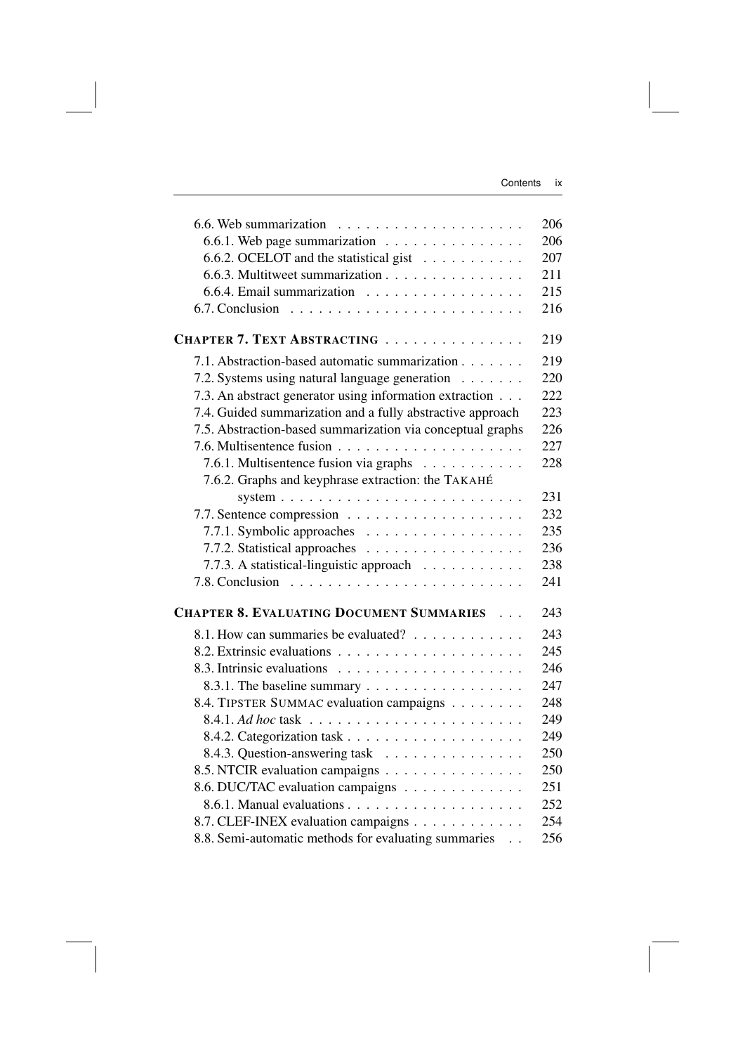6.6. Web summarization . . . . . . . . . . 206

6.6.1. Web page summarization . . . . . . . . . . 206

6.6.2. OCELOT and the statistical gist . . . . . . . . . . 207

6.6.3. Multitweet summarization . . . . . . . . . . 211

6.6.4. Email summarization . . . . . . . . . . 215

6.7. Conclusion . . . . . . . . . . 216

**CHAPTER 7. TEXT ABSTRACTING** . . . . . . . . . . 219

7.1. Abstraction-based automatic summarization . . . . . . . . . . 219

7.2. Systems using natural language generation . . . . . . . . . . 220

7.3. An abstract generator using information extraction . . . 222

7.4. Guided summarization and a fully abstractive approach 223

7.5. Abstraction-based summarization via conceptual graphs 226

7.6. Multisentence fusion . . . . . . . . . . 227

7.6.1. Multisentence fusion via graphs . . . . . . . . . . 228

7.6.2. Graphs and keyphrase extraction: the TAKAHÉ system . . . . . . . . . . 231

7.7. Sentence compression . . . . . . . . . . 232

7.7.1. Symbolic approaches . . . . . . . . . . 235

7.7.2. Statistical approaches . . . . . . . . . . 236

7.7.3. A statistical-linguistic approach . . . . . . . . . . 238

7.8. Conclusion . . . . . . . . . . 241

**CHAPTER 8. EVALUATING DOCUMENT SUMMARIES** . . . 243

8.1. How can summaries be evaluated? . . . . . . . . . . 243

8.2. Extrinsic evaluations . . . . . . . . . . 245

8.3. Intrinsic evaluations . . . . . . . . . . 246

8.3.1. The baseline summary . . . . . . . . . . 247

8.4. TIPSTER SUMMAC evaluation campaigns . . . . . . . . . . 248

8.4.1. *Ad hoc* task . . . . . . . . . . 249

8.4.2. Categorization task . . . . . . . . . . 249

8.4.3. Question-answering task . . . . . . . . . . 250

8.5. NTCIR evaluation campaigns . . . . . . . . . . 250

8.6. DUC/TAC evaluation campaigns . . . . . . . . . . 251

8.6.1. Manual evaluations . . . . . . . . . . 252

8.7. CLEF-INEX evaluation campaigns . . . . . . . . . . 254

8.8. Semi-automatic methods for evaluating summaries . . 256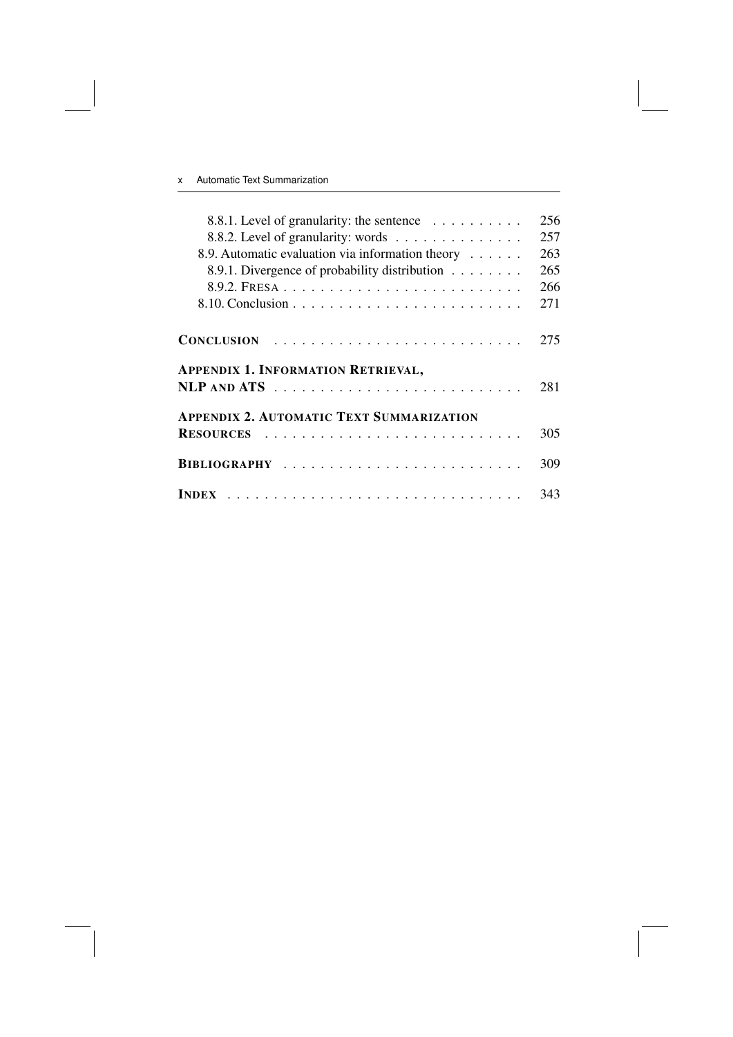8.8.1. Level of granularity: the sentence . . . . . . . . . . 256
8.8.2. Level of granularity: words . . . . . . . . . . . . . . 257
8.9. Automatic evaluation via information theory . . . . . . 263
8.9.1. Divergence of probability distribution . . . . . . . . 265
8.9.2. FRESA . . . . . . . . . . . . . . . . . . . . . . . . . . 266
8.10. Conclusion . . . . . . . . . . . . . . . . . . . . . . . . 271

**CONCLUSION** . . . . . . . . . . . . . . . . . . . . . . . . . . 275

**APPENDIX 1. INFORMATION RETRIEVAL, NLP AND ATS** . . . . . . . . . . . . . . . . . . . . . . . . . . . 281

**APPENDIX 2. AUTOMATIC TEXT SUMMARIZATION RESOURCES** . . . . . . . . . . . . . . . . . . . . . . . . . . . 305

**BIBLIOGRAPHY** . . . . . . . . . . . . . . . . . . . . . . . . . . 309

**INDEX** . . . . . . . . . . . . . . . . . . . . . . . . . . . . . . . 343